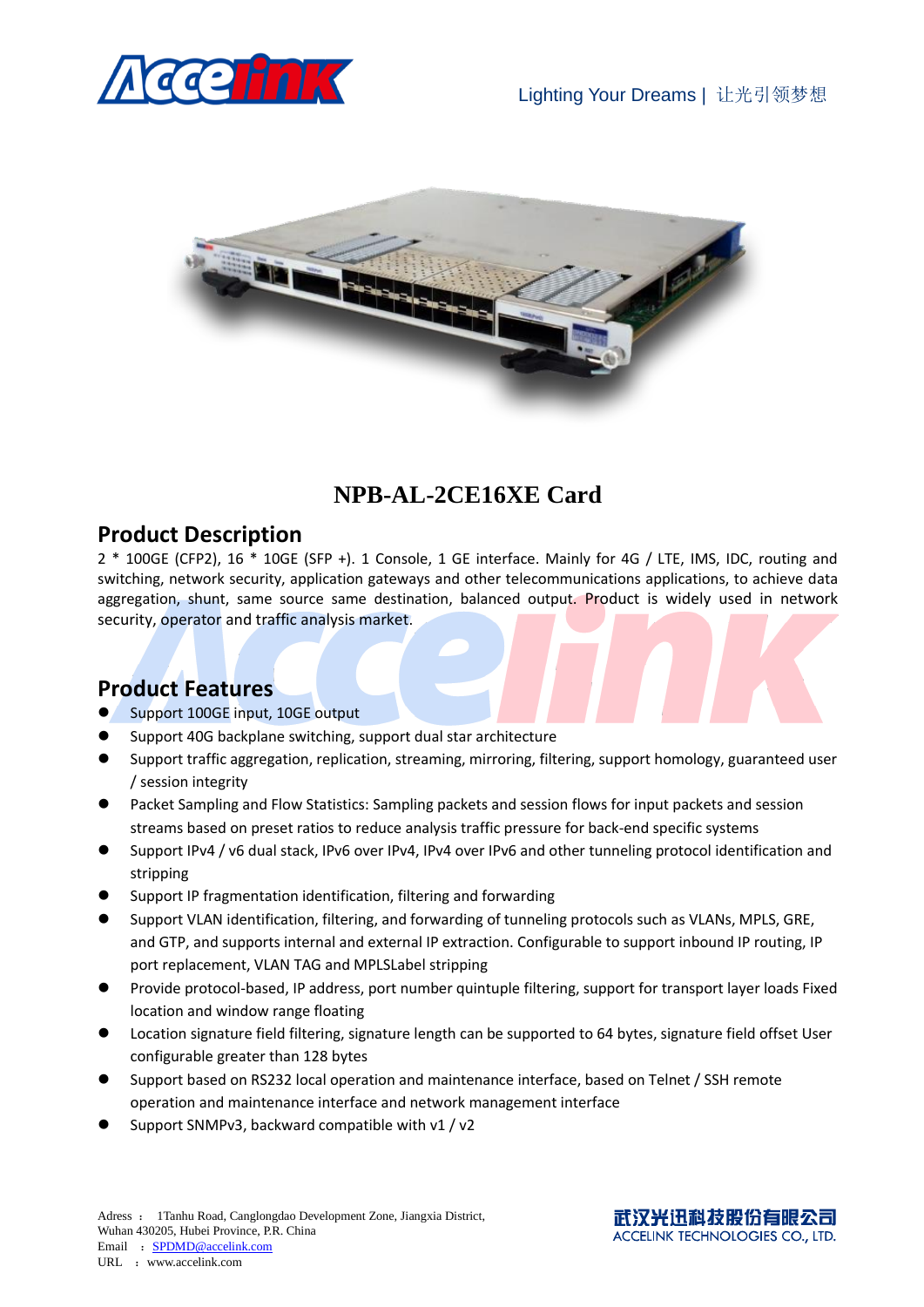# NPB-AL-2CE16XE Card

## Product Description

2 * 100GE (CFP2), 16 * 10GE (SFP +). 1 Console, 1 GE interface. Mainly for 4G / LTE, IMS, IDC, routing and switching, network security, application gateways and other telecommunications applications, to achieve data aggregation, shunt, same source same destination, balanced output. Product is widely used in network security, operator and traffic analysis market.

## Product Features

- Support 100GE input, 10GE output
- Support 40G backplane switching, support dual star architecture
- Support traffic aggregation, replication, streaming, mirroring, filtering, support homology, guaranteed user / session integrity
- Packet Sampling and Flow Statistics: Sampling packets and session flows for input packets and session streams based on preset ratios to reduce analysis traffic pressure for back-end specific systems
- Support IPv4 / v6 dual stack, IPv6 over IPv4, IPv4 over IPv6 and other tunneling protocol identification and stripping
- Support IP fragmentation identification, filtering and forwarding
- Support VLAN identification, filtering, and forwarding of tunneling protocols such as VLANs, MPLS, GRE, and GTP, and supports internal and external IP extraction. Configurable to support inbound IP routing, IP port replacement, VLAN TAG and MPLSLabel stripping
- Provide protocol-based, IP address, port number quintuple filtering, support for transport layer loads Fixed location and window range floating
- Location signature field filtering, signature length can be supported to 64 bytes, signature field offset User configurable greater than 128 bytes
- Support based on RS232 local operation and maintenance interface, based on Telnet / SSH remote operation and maintenance interface and network management interface
- Support SNMPv3, backward compatible with v1 / v2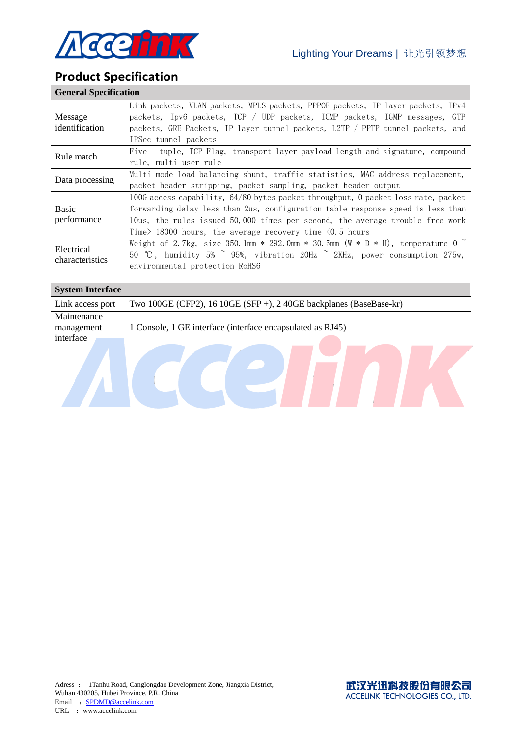## Product Specification

| General Specification | |
|---|---|
| Message identification | Link packets, VLAN packets, MPLS packets, PPPOE packets, IP layer packets, IPv4 packets, Ipv6 packets, TCP / UDP packets, ICMP packets, IGMP messages, GTP packets, GRE Packets, IP layer tunnel packets, L2TP / PPTP tunnel packets, and IPSec tunnel packets |
| Rule match | Five - tuple, TCP Flag, transport layer payload length and signature, compound rule, multi-user rule |
| Data processing | Multi-mode load balancing shunt, traffic statistics, MAC address replacement, packet header stripping, packet sampling, packet header output |
| Basic performance | 100G access capability, 64/80 bytes packet throughput, 0 packet loss rate, packet forwarding delay less than 2us, configuration table response speed is less than 10us, the rules issued 50,000 times per second, the average trouble-free work Time> 18000 hours, the average recovery time <0.5 hours |
| Electrical characteristics | Weight of 2.7kg, size 350.1mm * 292.0mm * 30.5mm (W * D * H), temperature 0 ~ 50 ℃, humidity 5% ~ 95%, vibration 20Hz ~ 2KHz, power consumption 275w, environmental protection RoHS6 |

| System Interface | |
|---|---|
| Link access port | Two 100GE (CFP2), 16 10GE (SFP +), 2 40GE backplanes (BaseBase-kr) |
| Maintenance management interface | 1 Console, 1 GE interface (interface encapsulated as RJ45) |

Adress ： 1Tanhu Road, Canglongdao Development Zone, Jiangxia District, Wuhan 430205, Hubei Province, P.R. China
Email ： SPDMD@accelink.com
URL ： www.accelink.com

武汉光迅科技股份有限公司
ACCELINK TECHNOLOGIES CO., LTD.